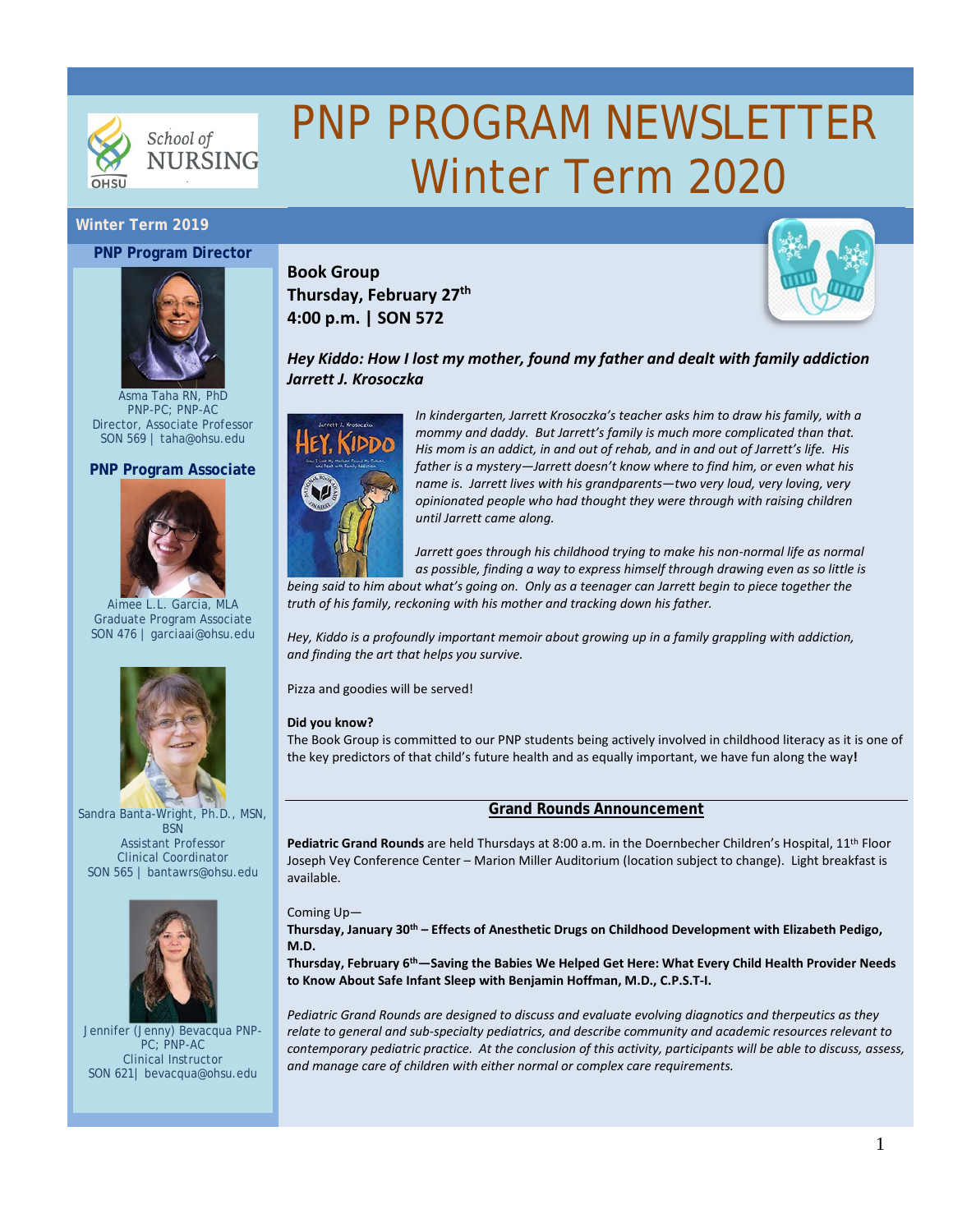# PNP PROGRAM NEWSLETTER Winter Term 2020

**Winter Term 2019**

**PNP Program Director**

Asma Taha RN, PhD
PNP-PC; PNP-AC
Director, Associate Professor
SON 569 | taha@ohsu.edu

**PNP Program Associate**

Aimee L.L. Garcia, MLA
Graduate Program Associate
SON 476 | garciaai@ohsu.edu

Sandra Banta-Wright, Ph.D., MSN, BSN
Assistant Professor
Clinical Coordinator
SON 565 | bantawrs@ohsu.edu

Jennifer (Jenny) Bevacqua PNP-PC; PNP-AC
Clinical Instructor
SON 621| bevacqua@ohsu.edu

## Book Group
**Thursday, February 27th**
**4:00 p.m. | SON 572**

***Hey Kiddo: How I lost my mother, found my father and dealt with family addiction***
***Jarrett J. Krosoczka***

*In kindergarten, Jarrett Krosoczka's teacher asks him to draw his family, with a mommy and daddy. But Jarrett's family is much more complicated than that. His mom is an addict, in and out of rehab, and in and out of Jarrett's life. His father is a mystery—Jarrett doesn't know where to find him, or even what his name is. Jarrett lives with his grandparents—two very loud, very loving, very opinionated people who had thought they were through with raising children until Jarrett came along.*

*Jarrett goes through his childhood trying to make his non-normal life as normal as possible, finding a way to express himself through drawing even as so little is being said to him about what's going on. Only as a teenager can Jarrett begin to piece together the truth of his family, reckoning with his mother and tracking down his father.*

*Hey, Kiddo is a profoundly important memoir about growing up in a family grappling with addiction, and finding the art that helps you survive.*

Pizza and goodies will be served!

**Did you know?**
The Book Group is committed to our PNP students being actively involved in childhood literacy as it is one of the key predictors of that child's future health and as equally important, we have fun along the way**!**

## Grand Rounds Announcement

**Pediatric Grand Rounds** are held Thursdays at 8:00 a.m. in the Doernbecher Children's Hospital, 11th Floor Joseph Vey Conference Center – Marion Miller Auditorium (location subject to change). Light breakfast is available.

Coming Up—
**Thursday, January 30th – Effects of Anesthetic Drugs on Childhood Development with Elizabeth Pedigo, M.D.**
**Thursday, February 6th—Saving the Babies We Helped Get Here: What Every Child Health Provider Needs to Know About Safe Infant Sleep with Benjamin Hoffman, M.D., C.P.S.T-I.**

*Pediatric Grand Rounds are designed to discuss and evaluate evolving diagnostics and therpeutics as they relate to general and sub-specialty pediatrics, and describe community and academic resources relevant to contemporary pediatric practice. At the conclusion of this activity, participants will be able to discuss, assess, and manage care of children with either normal or complex care requirements.*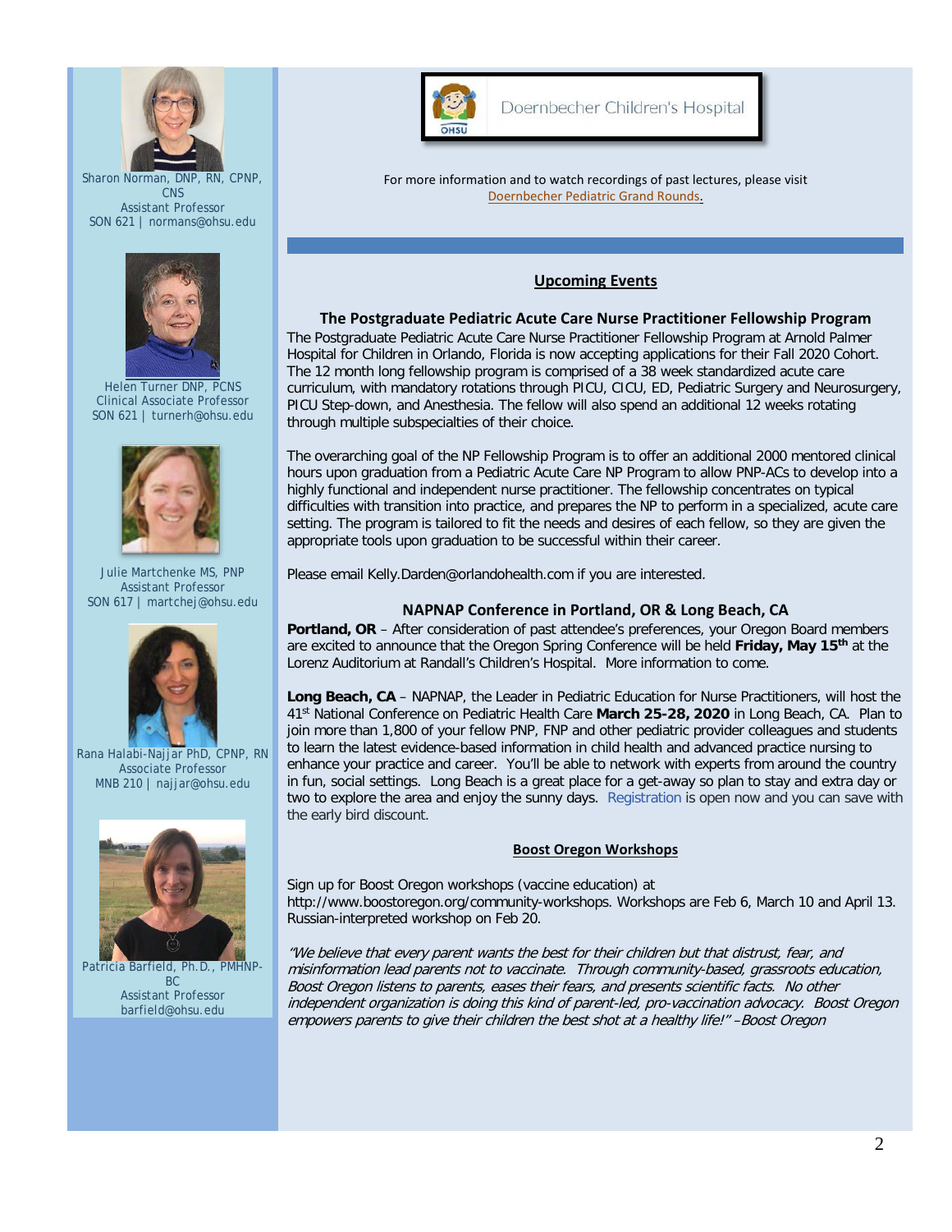Sharon Norman, DNP, RN, CPNP, CNS
Assistant Professor
SON 621 | normans@ohsu.edu

Helen Turner DNP, PCNS
Clinical Associate Professor
SON 621 | turnerh@ohsu.edu

Julie Martchenke MS, PNP
Assistant Professor
SON 617 | martchej@ohsu.edu

Rana Halabi-Najjar PhD, CPNP, RN
Associate Professor
MNB 210 | najjar@ohsu.edu

Patricia Barfield, Ph.D., PMHNP-BC
Assistant Professor
barfield@ohsu.edu

Doernbecher Children's Hospital

For more information and to watch recordings of past lectures, please visit Doernbecher Pediatric Grand Rounds.

## Upcoming Events

### The Postgraduate Pediatric Acute Care Nurse Practitioner Fellowship Program

The Postgraduate Pediatric Acute Care Nurse Practitioner Fellowship Program at Arnold Palmer Hospital for Children in Orlando, Florida is now accepting applications for their Fall 2020 Cohort. The 12 month long fellowship program is comprised of a 38 week standardized acute care curriculum, with mandatory rotations through PICU, CICU, ED, Pediatric Surgery and Neurosurgery, PICU Step-down, and Anesthesia. The fellow will also spend an additional 12 weeks rotating through multiple subspecialties of their choice.

The overarching goal of the NP Fellowship Program is to offer an additional 2000 mentored clinical hours upon graduation from a Pediatric Acute Care NP Program to allow PNP-ACs to develop into a highly functional and independent nurse practitioner. The fellowship concentrates on typical difficulties with transition into practice, and prepares the NP to perform in a specialized, acute care setting. The program is tailored to fit the needs and desires of each fellow, so they are given the appropriate tools upon graduation to be successful within their career.

Please email Kelly.Darden@orlandohealth.com if you are interested.

### NAPNAP Conference in Portland, OR & Long Beach, CA

**Portland, OR** – After consideration of past attendee's preferences, your Oregon Board members are excited to announce that the Oregon Spring Conference will be held **Friday, May 15th** at the Lorenz Auditorium at Randall's Children's Hospital. More information to come.

**Long Beach, CA** – NAPNAP, the Leader in Pediatric Education for Nurse Practitioners, will host the 41st National Conference on Pediatric Health Care **March 25-28, 2020** in Long Beach, CA. Plan to join more than 1,800 of your fellow PNP, FNP and other pediatric provider colleagues and students to learn the latest evidence-based information in child health and advanced practice nursing to enhance your practice and career. You'll be able to network with experts from around the country in fun, social settings. Long Beach is a great place for a get-away so plan to stay and extra day or two to explore the area and enjoy the sunny days. Registration is open now and you can save with the early bird discount.

### Boost Oregon Workshops

Sign up for Boost Oregon workshops (vaccine education) at http://www.boostoregon.org/community-workshops. Workshops are Feb 6, March 10 and April 13. Russian-interpreted workshop on Feb 20.

*"We believe that every parent wants the best for their children but that distrust, fear, and misinformation lead parents not to vaccinate. Through community-based, grassroots education, Boost Oregon listens to parents, eases their fears, and presents scientific facts. No other independent organization is doing this kind of parent-led, pro-vaccination advocacy. Boost Oregon empowers parents to give their children the best shot at a healthy life!" –Boost Oregon*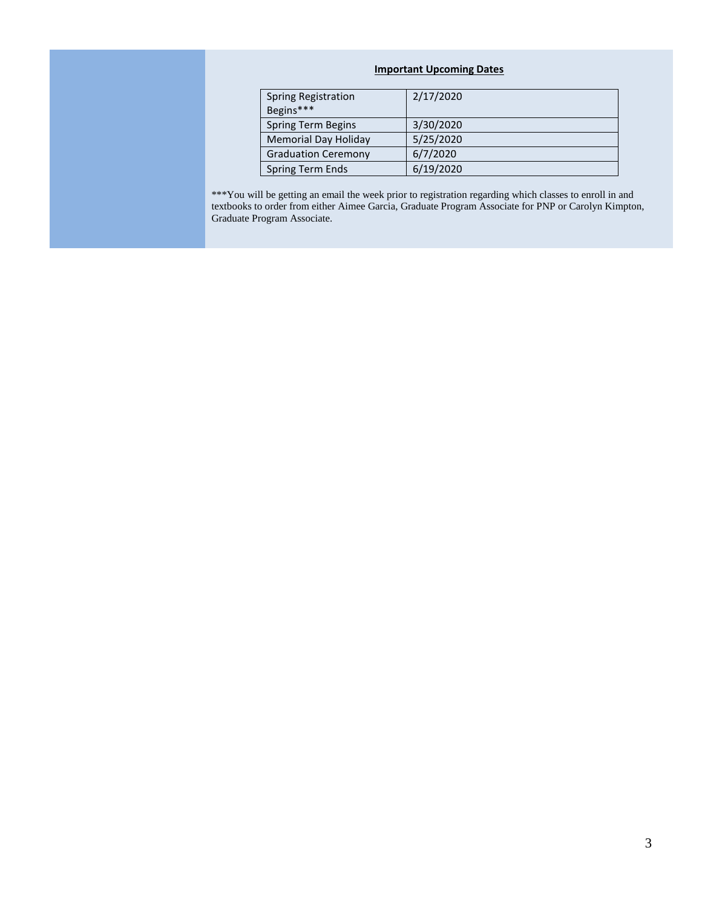**Important Upcoming Dates**

| | |
|---|---|
| Spring Registration Begins*** | 2/17/2020 |
| Spring Term Begins | 3/30/2020 |
| Memorial Day Holiday | 5/25/2020 |
| Graduation Ceremony | 6/7/2020 |
| Spring Term Ends | 6/19/2020 |

***You will be getting an email the week prior to registration regarding which classes to enroll in and textbooks to order from either Aimee Garcia, Graduate Program Associate for PNP or Carolyn Kimpton, Graduate Program Associate.